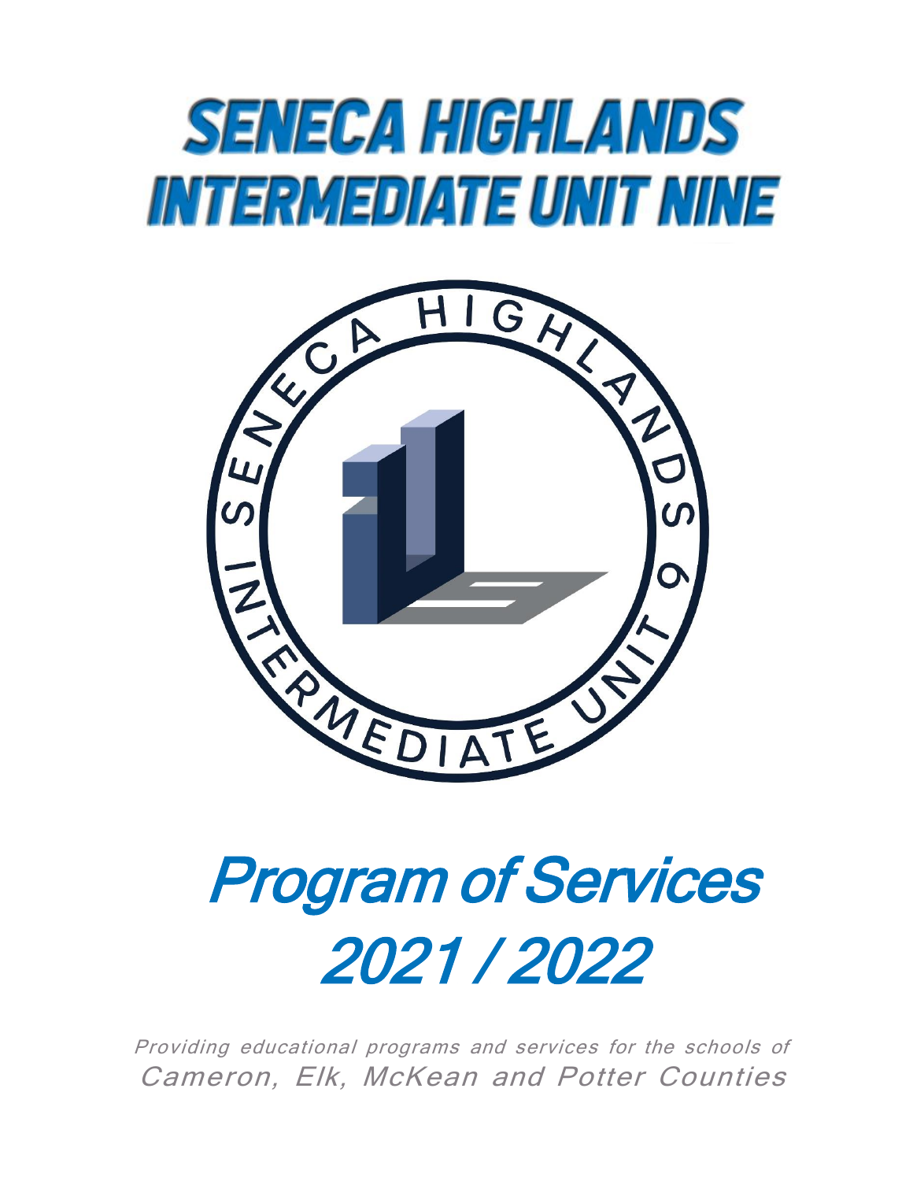# SENECA HIGHLANDS INTERMEDIATE UNIT NINE

SENECA HIGHLANDS INTERMEDIATE UNIT 9

# *Program of Services 2021 / 2022*

*Providing educational programs and services for the schools of Cameron, Elk, McKean and Potter Counties*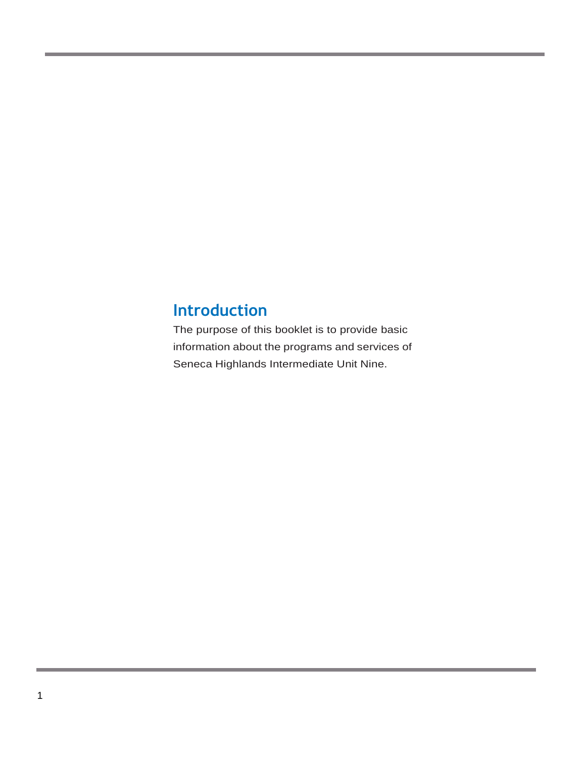## Introduction

The purpose of this booklet is to provide basic information about the programs and services of Seneca Highlands Intermediate Unit Nine.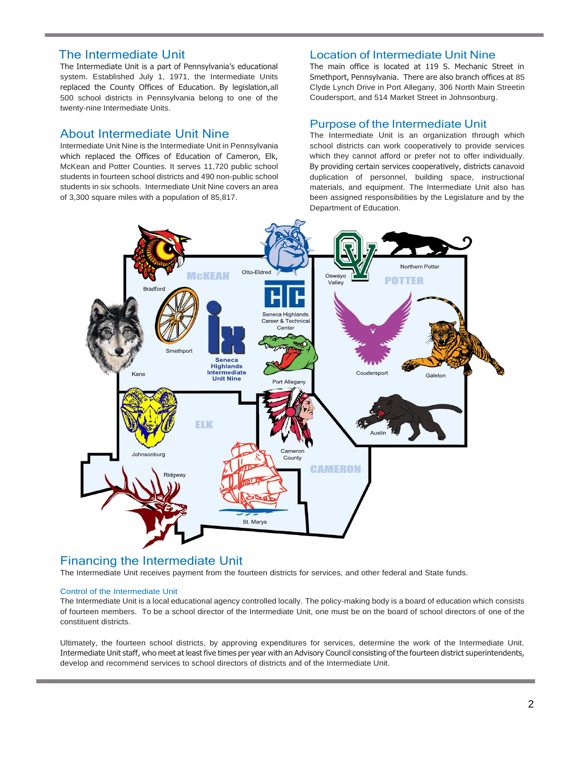## The Intermediate Unit

The Intermediate Unit is a part of Pennsylvania's educational system. Established July 1, 1971, the Intermediate Units replaced the County Offices of Education. By legislation,all 500 school districts in Pennsylvania belong to one of the twenty-nine Intermediate Units.

## About Intermediate Unit Nine

Intermediate Unit Nine is the Intermediate Unit in Pennsylvania which replaced the Offices of Education of Cameron, Elk, McKean and Potter Counties. It serves 11,720 public school students in fourteen school districts and 490 non-public school students in six schools. Intermediate Unit Nine covers an area of 3,300 square miles with a population of 85,817.

## Location of Intermediate Unit Nine

The main office is located at 119 S. Mechanic Street in Smethport, Pennsylvania. There are also branch offices at 85 Clyde Lynch Drive in Port Allegany, 306 North Main Streetin Coudersport, and 514 Market Street in Johnsonburg.

## Purpose of the Intermediate Unit

The Intermediate Unit is an organization through which school districts can work cooperatively to provide services which they cannot afford or prefer not to offer individually. By providing certain services cooperatively, districts canavoid duplication of personnel, building space, instructional materials, and equipment. The Intermediate Unit also has been assigned responsibilities by the Legislature and by the Department of Education.

## Financing the Intermediate Unit

The Intermediate Unit receives payment from the fourteen districts for services, and other federal and State funds.

### Control of the Intermediate Unit

The Intermediate Unit is a local educational agency controlled locally. The policy-making body is a board of education which consists of fourteen members. To be a school director of the Intermediate Unit, one must be on the board of school directors of one of the constituent districts.

Ultimately, the fourteen school districts, by approving expenditures for services, determine the work of the Intermediate Unit. Intermediate Unit staff, who meet at least five times per year with an Advisory Council consisting of the fourteen district superintendents, develop and recommend services to school directors of districts and of the Intermediate Unit.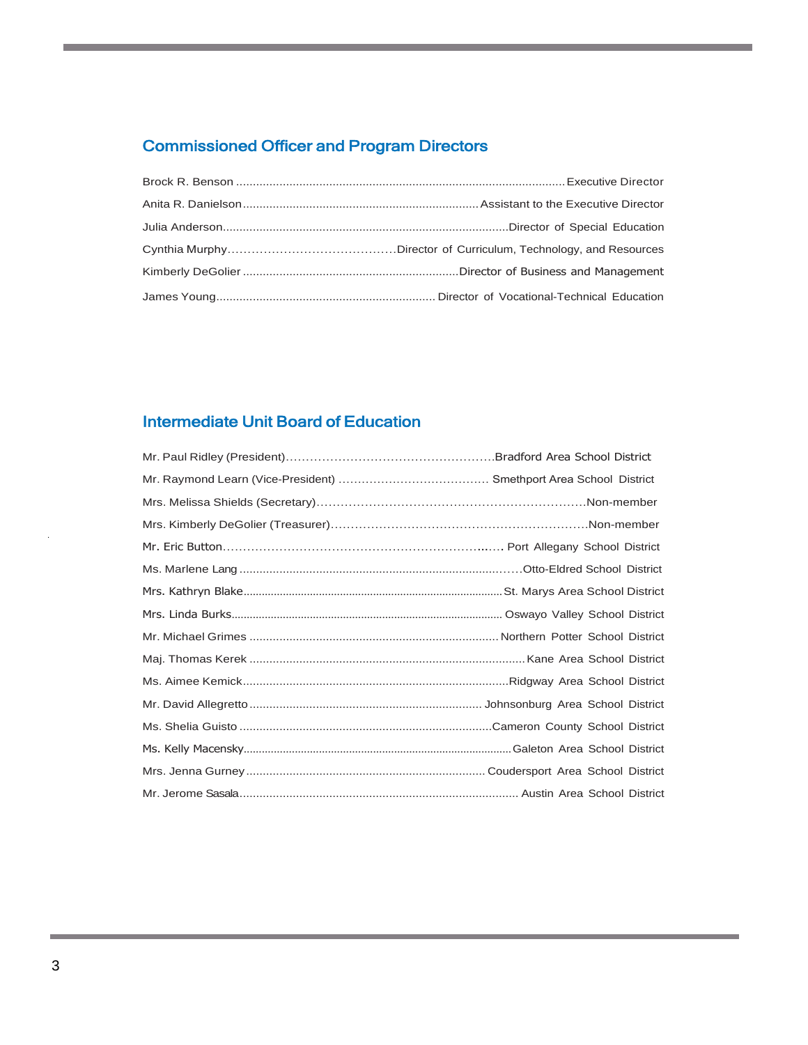## Commissioned Officer and Program Directors

Brock R. Benson .................................................................................................... Executive Director

Anita R. Danielson ...................................................................... Assistant to the Executive Director

Julia Anderson ...................................................................................... Director of Special Education

Cynthia Murphy ......................................... Director of Curriculum, Technology, and Resources

Kimberly DeGolier ................................................................. Director of Business and Management

James Young .................................................................. Director of Vocational-Technical Education

## Intermediate Unit Board of Education

Mr. Paul Ridley (President) .................................................. Bradford Area School District

Mr. Raymond Learn (Vice-President) ...................................... Smethport Area School District

Mrs. Melissa Shields (Secretary) ................................................................ Non-member

Mrs. Kimberly DeGolier (Treasurer) ............................................................ Non-member

Mr. Eric Button ................................................................. Port Allegany School District

Ms. Marlene Lang ........................................................................ Otto-Eldred School District

Mrs. Kathryn Blake ..................................................................... St. Marys Area School District

Mrs. Linda Burks ........................................................................ Oswayo Valley School District

Mr. Michael Grimes ............................................................ Northern Potter School District

Maj. Thomas Kerek ................................................................... Kane Area School District

Ms. Aimee Kemick ..................................................................... Ridgway Area School District

Mr. David Allegretto ...................................................... Johnsonburg Area School District

Ms. Shelia Guisto ......................................................................... Cameron County School District

Ms. Kelly Macensky ........................................................................ Galeton Area School District

Mrs. Jenna Gurney ........................................................ Coudersport Area School District

Mr. Jerome Sasala ......................................................................... Austin Area School District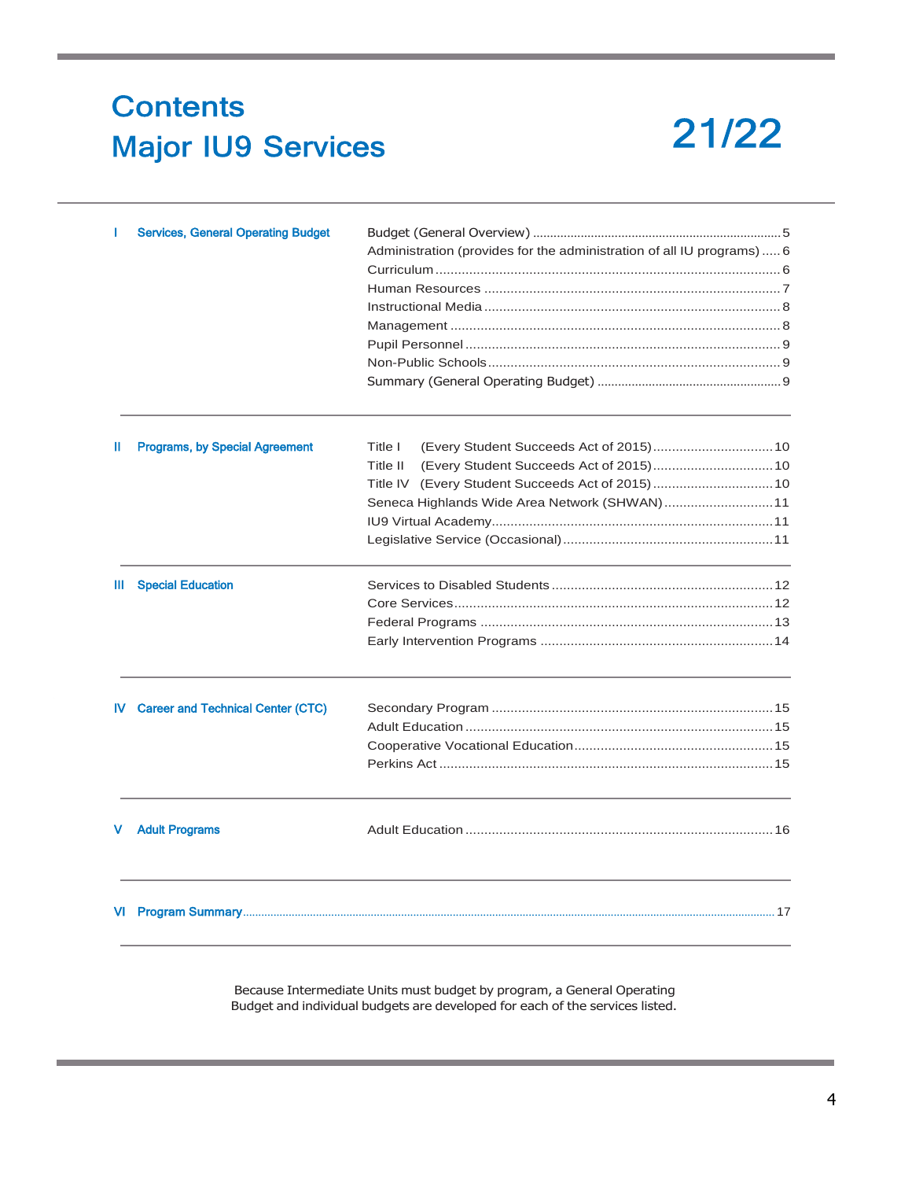# Contents

# Major IU9 Services

# 21/22

| | Section | Item | Page |
|---|---|---|---|
| I | Services, General Operating Budget | Budget (General Overview) | 5 |
| | | Administration (provides for the administration of all IU programs) | 6 |
| | | Curriculum | 6 |
| | | Human Resources | 7 |
| | | Instructional Media | 8 |
| | | Management | 8 |
| | | Pupil Personnel | 9 |
| | | Non-Public Schools | 9 |
| | | Summary (General Operating Budget) | 9 |
| II | Programs, by Special Agreement | Title I (Every Student Succeeds Act of 2015) | 10 |
| | | Title II (Every Student Succeeds Act of 2015) | 10 |
| | | Title IV (Every Student Succeeds Act of 2015) | 10 |
| | | Seneca Highlands Wide Area Network (SHWAN) | 11 |
| | | IU9 Virtual Academy | 11 |
| | | Legislative Service (Occasional) | 11 |
| III | Special Education | Services to Disabled Students | 12 |
| | | Core Services | 12 |
| | | Federal Programs | 13 |
| | | Early Intervention Programs | 14 |
| IV | Career and Technical Center (CTC) | Secondary Program | 15 |
| | | Adult Education | 15 |
| | | Cooperative Vocational Education | 15 |
| | | Perkins Act | 15 |
| V | Adult Programs | Adult Education | 16 |
| VI | Program Summary | | 17 |

Because Intermediate Units must budget by program, a General Operating Budget and individual budgets are developed for each of the services listed.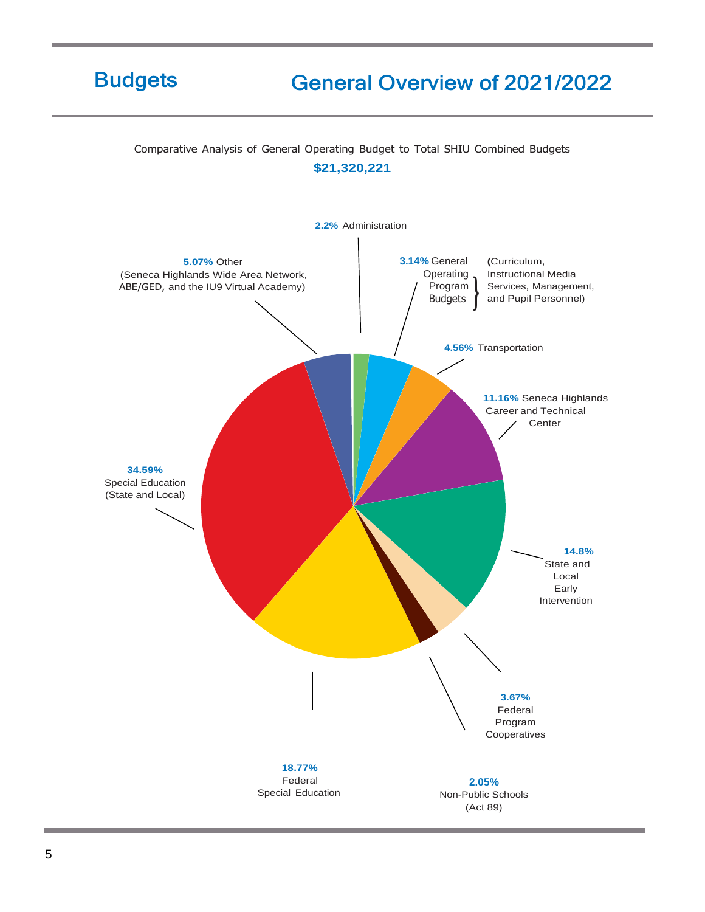# Budgets

## General Overview of 2021/2022

Comparative Analysis of General Operating Budget to Total SHIU Combined Budgets

**$21,320,221**

- **2.2%** Administration
- **3.14%** General Operating Program Budgets (Curriculum, Instructional Media Services, Management, and Pupil Personnel)
- **4.56%** Transportation
- **11.16%** Seneca Highlands Career and Technical Center
- **14.8%** State and Local Early Intervention
- **3.67%** Federal Program Cooperatives
- **2.05%** Non-Public Schools (Act 89)
- **18.77%** Federal Special Education
- **34.59%** Special Education (State and Local)
- **5.07%** Other (Seneca Highlands Wide Area Network, ABE/GED, and the IU9 Virtual Academy)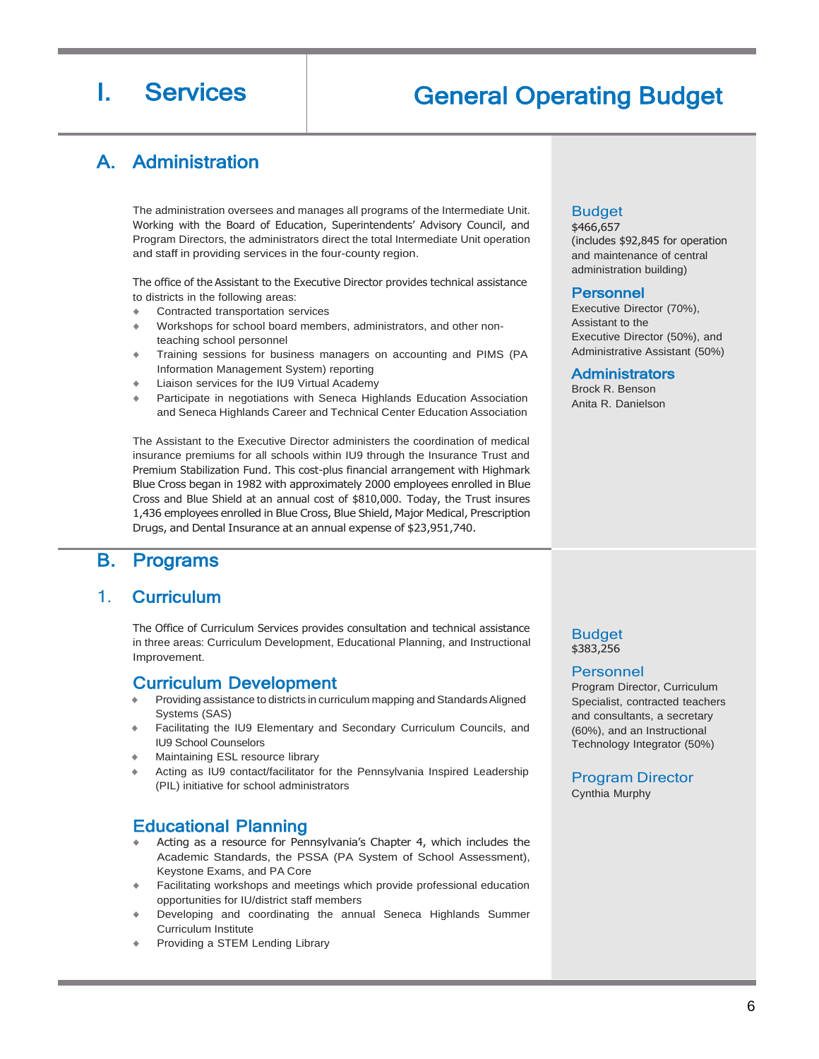# I. Services

# General Operating Budget

## A. Administration

The administration oversees and manages all programs of the Intermediate Unit. Working with the Board of Education, Superintendents' Advisory Council, and Program Directors, the administrators direct the total Intermediate Unit operation and staff in providing services in the four-county region.

The office of the Assistant to the Executive Director provides technical assistance to districts in the following areas:

- Contracted transportation services
- Workshops for school board members, administrators, and other non-teaching school personnel
- Training sessions for business managers on accounting and PIMS (PA Information Management System) reporting
- Liaison services for the IU9 Virtual Academy
- Participate in negotiations with Seneca Highlands Education Association and Seneca Highlands Career and Technical Center Education Association

The Assistant to the Executive Director administers the coordination of medical insurance premiums for all schools within IU9 through the Insurance Trust and Premium Stabilization Fund. This cost-plus financial arrangement with Highmark Blue Cross began in 1982 with approximately 2000 employees enrolled in Blue Cross and Blue Shield at an annual cost of $810,000. Today, the Trust insures 1,436 employees enrolled in Blue Cross, Blue Shield, Major Medical, Prescription Drugs, and Dental Insurance at an annual expense of $23,951,740.

**Budget**
$466,657
(includes $92,845 for operation and maintenance of central administration building)

**Personnel**
Executive Director (70%), Assistant to the Executive Director (50%), and Administrative Assistant (50%)

**Administrators**
Brock R. Benson
Anita R. Danielson

## B. Programs

### 1. Curriculum

The Office of Curriculum Services provides consultation and technical assistance in three areas: Curriculum Development, Educational Planning, and Instructional Improvement.

#### Curriculum Development

- Providing assistance to districts in curriculum mapping and Standards Aligned Systems (SAS)
- Facilitating the IU9 Elementary and Secondary Curriculum Councils, and IU9 School Counselors
- Maintaining ESL resource library
- Acting as IU9 contact/facilitator for the Pennsylvania Inspired Leadership (PIL) initiative for school administrators

#### Educational Planning

- Acting as a resource for Pennsylvania's Chapter 4, which includes the Academic Standards, the PSSA (PA System of School Assessment), Keystone Exams, and PA Core
- Facilitating workshops and meetings which provide professional education opportunities for IU/district staff members
- Developing and coordinating the annual Seneca Highlands Summer Curriculum Institute
- Providing a STEM Lending Library

**Budget**
$383,256

**Personnel**
Program Director, Curriculum Specialist, contracted teachers and consultants, a secretary (60%), and an Instructional Technology Integrator (50%)

**Program Director**
Cynthia Murphy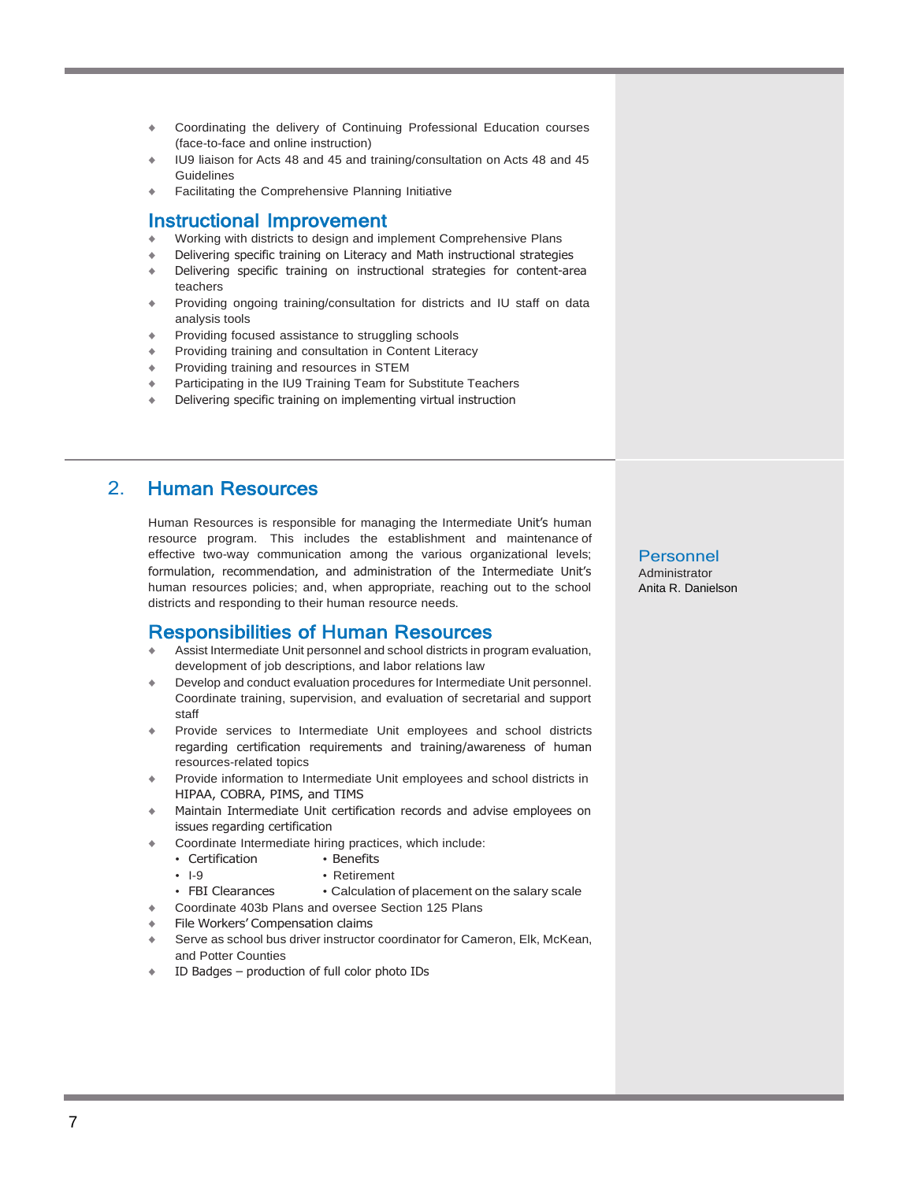- Coordinating the delivery of Continuing Professional Education courses (face-to-face and online instruction)
- IU9 liaison for Acts 48 and 45 and training/consultation on Acts 48 and 45 Guidelines
- Facilitating the Comprehensive Planning Initiative

### Instructional Improvement

- Working with districts to design and implement Comprehensive Plans
- Delivering specific training on Literacy and Math instructional strategies
- Delivering specific training on instructional strategies for content-area teachers
- Providing ongoing training/consultation for districts and IU staff on data analysis tools
- Providing focused assistance to struggling schools
- Providing training and consultation in Content Literacy
- Providing training and resources in STEM
- Participating in the IU9 Training Team for Substitute Teachers
- Delivering specific training on implementing virtual instruction

## 2. Human Resources

Human Resources is responsible for managing the Intermediate Unit's human resource program. This includes the establishment and maintenance of effective two-way communication among the various organizational levels; formulation, recommendation, and administration of the Intermediate Unit's human resources policies; and, when appropriate, reaching out to the school districts and responding to their human resource needs.

**Personnel**
Administrator
Anita R. Danielson

### Responsibilities of Human Resources

- Assist Intermediate Unit personnel and school districts in program evaluation, development of job descriptions, and labor relations law
- Develop and conduct evaluation procedures for Intermediate Unit personnel. Coordinate training, supervision, and evaluation of secretarial and support staff
- Provide services to Intermediate Unit employees and school districts regarding certification requirements and training/awareness of human resources-related topics
- Provide information to Intermediate Unit employees and school districts in HIPAA, COBRA, PIMS, and TIMS
- Maintain Intermediate Unit certification records and advise employees on issues regarding certification
- Coordinate Intermediate hiring practices, which include:
  - Certification
  - Benefits
  - I-9
  - Retirement
  - FBI Clearances
  - Calculation of placement on the salary scale
- Coordinate 403b Plans and oversee Section 125 Plans
- File Workers' Compensation claims
- Serve as school bus driver instructor coordinator for Cameron, Elk, McKean, and Potter Counties
- ID Badges – production of full color photo IDs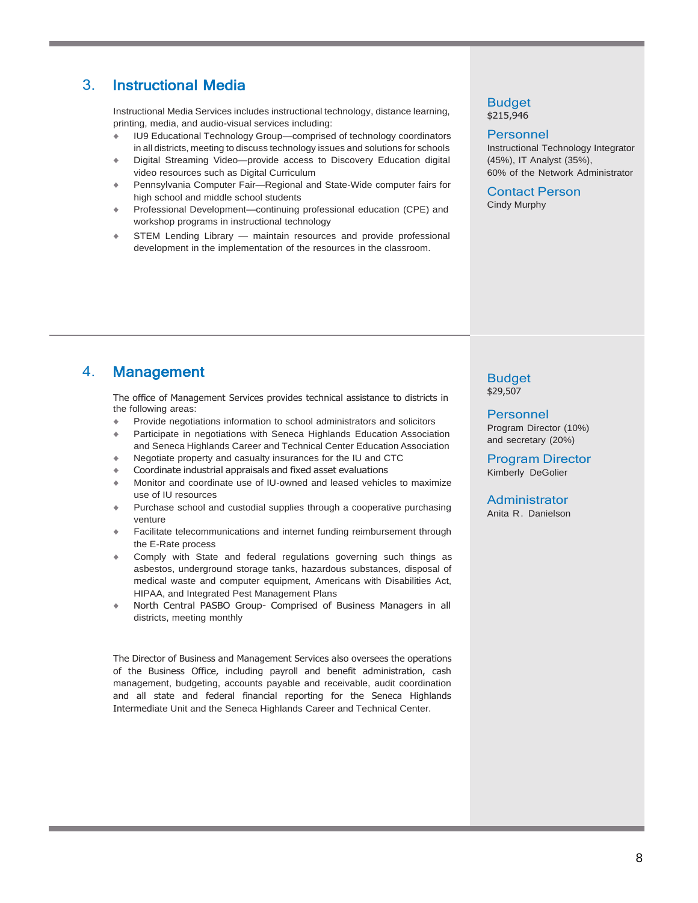## 3. Instructional Media

Instructional Media Services includes instructional technology, distance learning, printing, media, and audio-visual services including:

- IU9 Educational Technology Group—comprised of technology coordinators in all districts, meeting to discuss technology issues and solutions for schools
- Digital Streaming Video—provide access to Discovery Education digital video resources such as Digital Curriculum
- Pennsylvania Computer Fair—Regional and State-Wide computer fairs for high school and middle school students
- Professional Development—continuing professional education (CPE) and workshop programs in instructional technology
- STEM Lending Library — maintain resources and provide professional development in the implementation of the resources in the classroom.

### Budget
$215,946

### Personnel
Instructional Technology Integrator (45%), IT Analyst (35%),
60% of the Network Administrator

### Contact Person
Cindy Murphy

## 4. Management

The office of Management Services provides technical assistance to districts in the following areas:

- Provide negotiations information to school administrators and solicitors
- Participate in negotiations with Seneca Highlands Education Association and Seneca Highlands Career and Technical Center Education Association
- Negotiate property and casualty insurances for the IU and CTC
- Coordinate industrial appraisals and fixed asset evaluations
- Monitor and coordinate use of IU-owned and leased vehicles to maximize use of IU resources
- Purchase school and custodial supplies through a cooperative purchasing venture
- Facilitate telecommunications and internet funding reimbursement through the E-Rate process
- Comply with State and federal regulations governing such things as asbestos, underground storage tanks, hazardous substances, disposal of medical waste and computer equipment, Americans with Disabilities Act, HIPAA, and Integrated Pest Management Plans
- North Central PASBO Group- Comprised of Business Managers in all districts, meeting monthly

The Director of Business and Management Services also oversees the operations of the Business Office, including payroll and benefit administration, cash management, budgeting, accounts payable and receivable, audit coordination and all state and federal financial reporting for the Seneca Highlands Intermediate Unit and the Seneca Highlands Career and Technical Center.

### Budget
$29,507

### Personnel
Program Director (10%)
and secretary (20%)

### Program Director
Kimberly DeGolier

### Administrator
Anita R. Danielson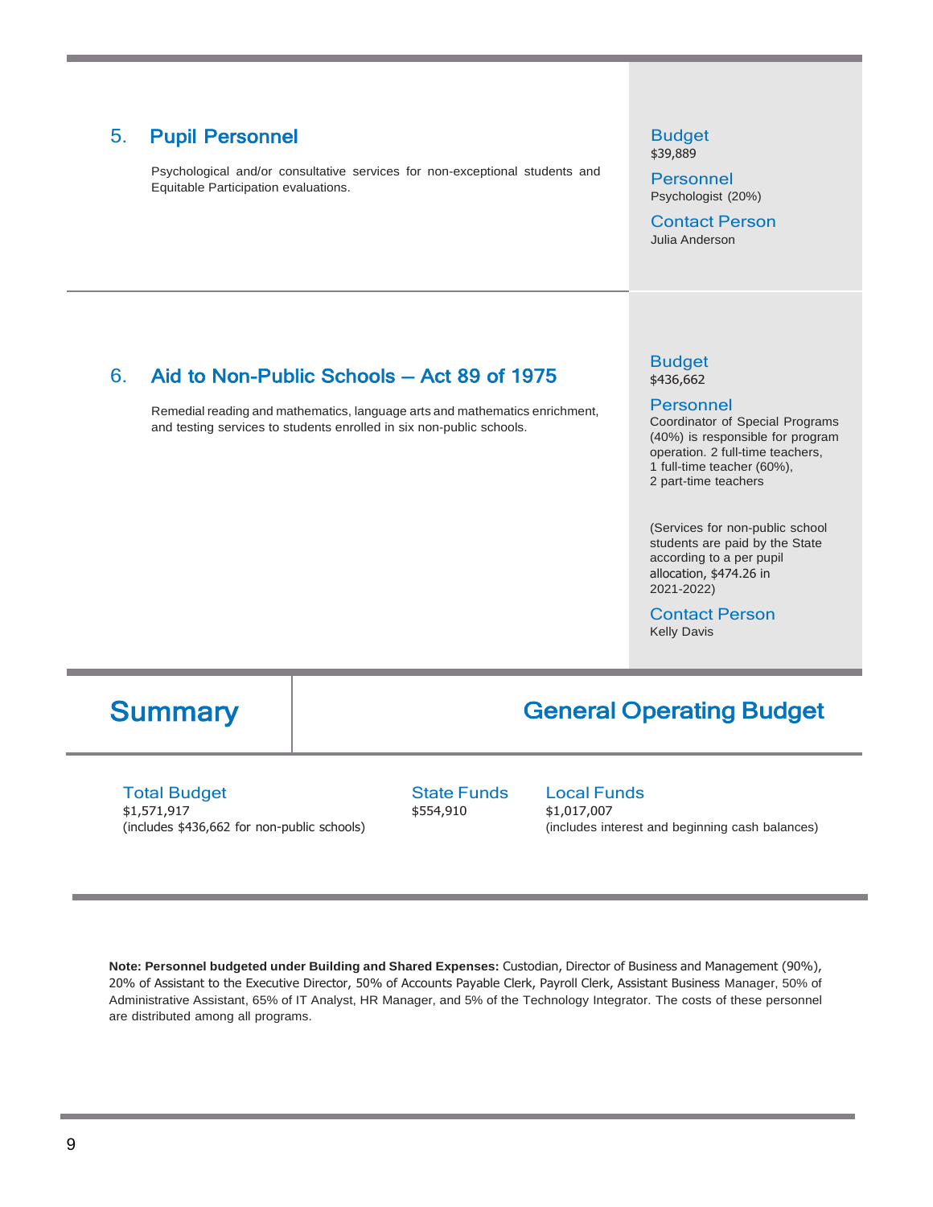## 5. Pupil Personnel

Psychological and/or consultative services for non-exceptional students and Equitable Participation evaluations.

**Budget**
$39,889

**Personnel**
Psychologist (20%)

**Contact Person**
Julia Anderson

## 6. Aid to Non-Public Schools – Act 89 of 1975

Remedial reading and mathematics, language arts and mathematics enrichment, and testing services to students enrolled in six non-public schools.

**Budget**
$436,662

**Personnel**
Coordinator of Special Programs (40%) is responsible for program operation. 2 full-time teachers, 1 full-time teacher (60%), 2 part-time teachers

(Services for non-public school students are paid by the State according to a per pupil allocation, $474.26 in 2021-2022)

**Contact Person**
Kelly Davis

# Summary

## General Operating Budget

**Total Budget**
$1,571,917
(includes $436,662 for non-public schools)

**State Funds**
$554,910

**Local Funds**
$1,017,007
(includes interest and beginning cash balances)

**Note: Personnel budgeted under Building and Shared Expenses:** Custodian, Director of Business and Management (90%), 20% of Assistant to the Executive Director, 50% of Accounts Payable Clerk, Payroll Clerk, Assistant Business Manager, 50% of Administrative Assistant, 65% of IT Analyst, HR Manager, and 5% of the Technology Integrator. The costs of these personnel are distributed among all programs.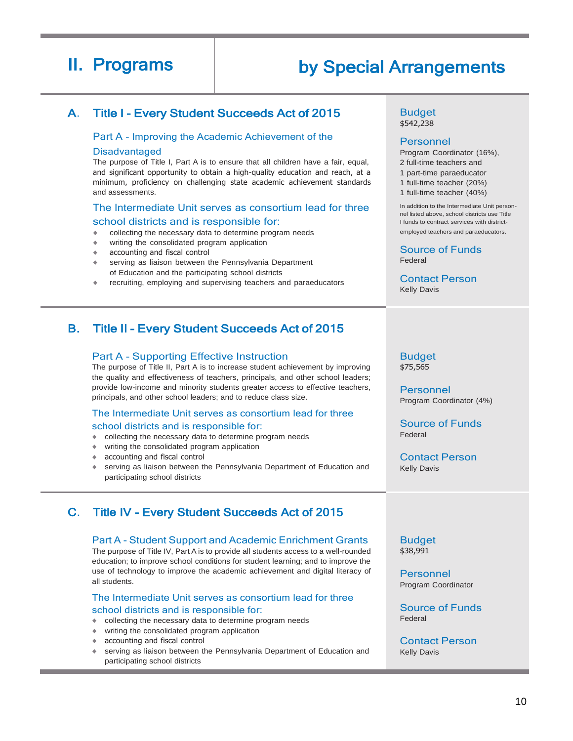# II. Programs by Special Arrangements

## A. Title I - Every Student Succeeds Act of 2015

### Part A - Improving the Academic Achievement of the Disadvantaged

The purpose of Title I, Part A is to ensure that all children have a fair, equal, and significant opportunity to obtain a high-quality education and reach, at a minimum, proficiency on challenging state academic achievement standards and assessments.

### The Intermediate Unit serves as consortium lead for three school districts and is responsible for:

- collecting the necessary data to determine program needs
- writing the consolidated program application
- accounting and fiscal control
- serving as liaison between the Pennsylvania Department of Education and the participating school districts
- recruiting, employing and supervising teachers and paraeducators

**Budget**
$542,238

**Personnel**
Program Coordinator (16%),
2 full-time teachers and
1 part-time paraeducator
1 full-time teacher (20%)
1 full-time teacher (40%)

In addition to the Intermediate Unit personnel listed above, school districts use Title I funds to contract services with district-employed teachers and paraeducators.

**Source of Funds**
Federal

**Contact Person**
Kelly Davis

## B. Title II - Every Student Succeeds Act of 2015

### Part A - Supporting Effective Instruction

The purpose of Title II, Part A is to increase student achievement by improving the quality and effectiveness of teachers, principals, and other school leaders; provide low-income and minority students greater access to effective teachers, principals, and other school leaders; and to reduce class size.

### The Intermediate Unit serves as consortium lead for three school districts and is responsible for:

- collecting the necessary data to determine program needs
- writing the consolidated program application
- accounting and fiscal control
- serving as liaison between the Pennsylvania Department of Education and participating school districts

**Budget**
$75,565

**Personnel**
Program Coordinator (4%)

**Source of Funds**
Federal

**Contact Person**
Kelly Davis

## C. Title IV - Every Student Succeeds Act of 2015

### Part A - Student Support and Academic Enrichment Grants

The purpose of Title IV, Part A is to provide all students access to a well-rounded education; to improve school conditions for student learning; and to improve the use of technology to improve the academic achievement and digital literacy of all students.

### The Intermediate Unit serves as consortium lead for three school districts and is responsible for:

- collecting the necessary data to determine program needs
- writing the consolidated program application
- accounting and fiscal control
- serving as liaison between the Pennsylvania Department of Education and participating school districts

**Budget**
$38,991

**Personnel**
Program Coordinator

**Source of Funds**
Federal

**Contact Person**
Kelly Davis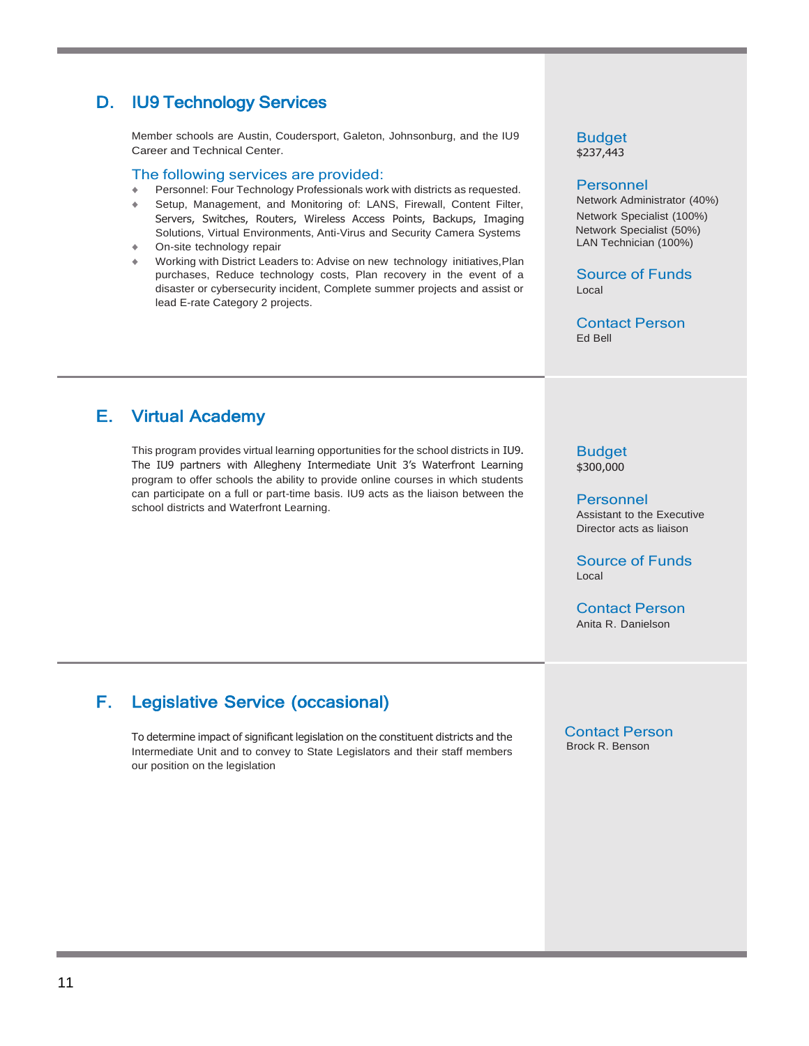## D. IU9 Technology Services

Member schools are Austin, Coudersport, Galeton, Johnsonburg, and the IU9 Career and Technical Center.

### The following services are provided:

- Personnel: Four Technology Professionals work with districts as requested.
- Setup, Management, and Monitoring of: LANS, Firewall, Content Filter, Servers, Switches, Routers, Wireless Access Points, Backups, Imaging Solutions, Virtual Environments, Anti-Virus and Security Camera Systems
- On-site technology repair
- Working with District Leaders to: Advise on new technology initiatives,Plan purchases, Reduce technology costs, Plan recovery in the event of a disaster or cybersecurity incident, Complete summer projects and assist or lead E-rate Category 2 projects.

**Budget**
$237,443

**Personnel**
Network Administrator (40%)
Network Specialist (100%)
Network Specialist (50%)
LAN Technician (100%)

**Source of Funds**
Local

**Contact Person**
Ed Bell

## E. Virtual Academy

This program provides virtual learning opportunities for the school districts in IU9. The IU9 partners with Allegheny Intermediate Unit 3's Waterfront Learning program to offer schools the ability to provide online courses in which students can participate on a full or part-time basis. IU9 acts as the liaison between the school districts and Waterfront Learning.

**Budget**
$300,000

**Personnel**
Assistant to the Executive Director acts as liaison

**Source of Funds**
Local

**Contact Person**
Anita R. Danielson

## F. Legislative Service (occasional)

To determine impact of significant legislation on the constituent districts and the Intermediate Unit and to convey to State Legislators and their staff members our position on the legislation

**Contact Person**
Brock R. Benson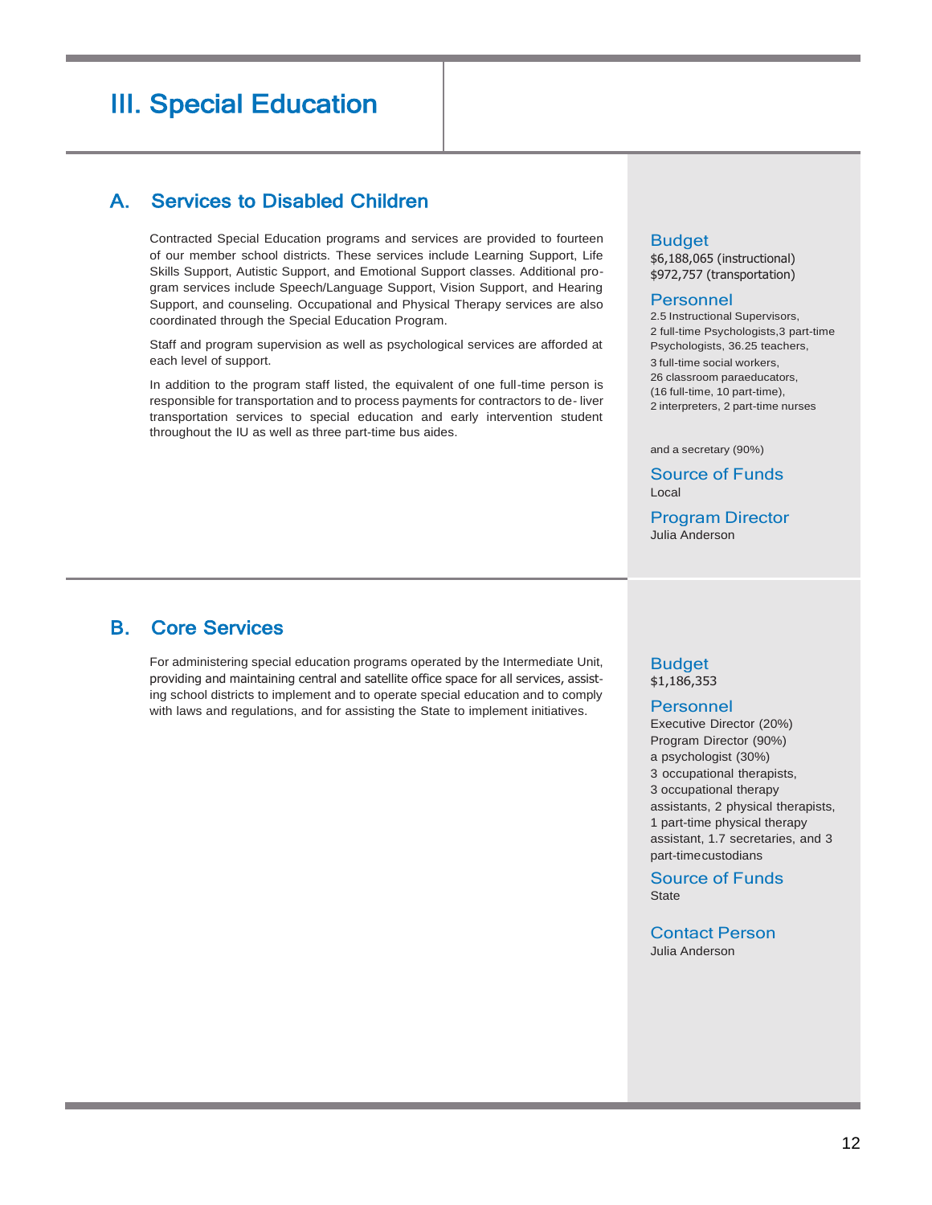# III. Special Education

## A. Services to Disabled Children

Contracted Special Education programs and services are provided to fourteen of our member school districts. These services include Learning Support, Life Skills Support, Autistic Support, and Emotional Support classes. Additional program services include Speech/Language Support, Vision Support, and Hearing Support, and counseling. Occupational and Physical Therapy services are also coordinated through the Special Education Program.

Staff and program supervision as well as psychological services are afforded at each level of support.

In addition to the program staff listed, the equivalent of one full-time person is responsible for transportation and to process payments for contractors to de- liver transportation services to special education and early intervention student throughout the IU as well as three part-time bus aides.

### Budget
$6,188,065 (instructional)
$972,757 (transportation)

### Personnel
2.5 Instructional Supervisors, 2 full-time Psychologists,3 part-time Psychologists, 36.25 teachers, 3 full-time social workers, 26 classroom paraeducators, (16 full-time, 10 part-time), 2 interpreters, 2 part-time nurses

and a secretary (90%)

### Source of Funds
Local

### Program Director
Julia Anderson

## B. Core Services

For administering special education programs operated by the Intermediate Unit, providing and maintaining central and satellite office space for all services, assisting school districts to implement and to operate special education and to comply with laws and regulations, and for assisting the State to implement initiatives.

### Budget
$1,186,353

### Personnel
Executive Director (20%)
Program Director (90%)
a psychologist (30%)
3 occupational therapists, 3 occupational therapy assistants, 2 physical therapists, 1 part-time physical therapy assistant, 1.7 secretaries, and 3 part-timecustodians

### Source of Funds
State

### Contact Person
Julia Anderson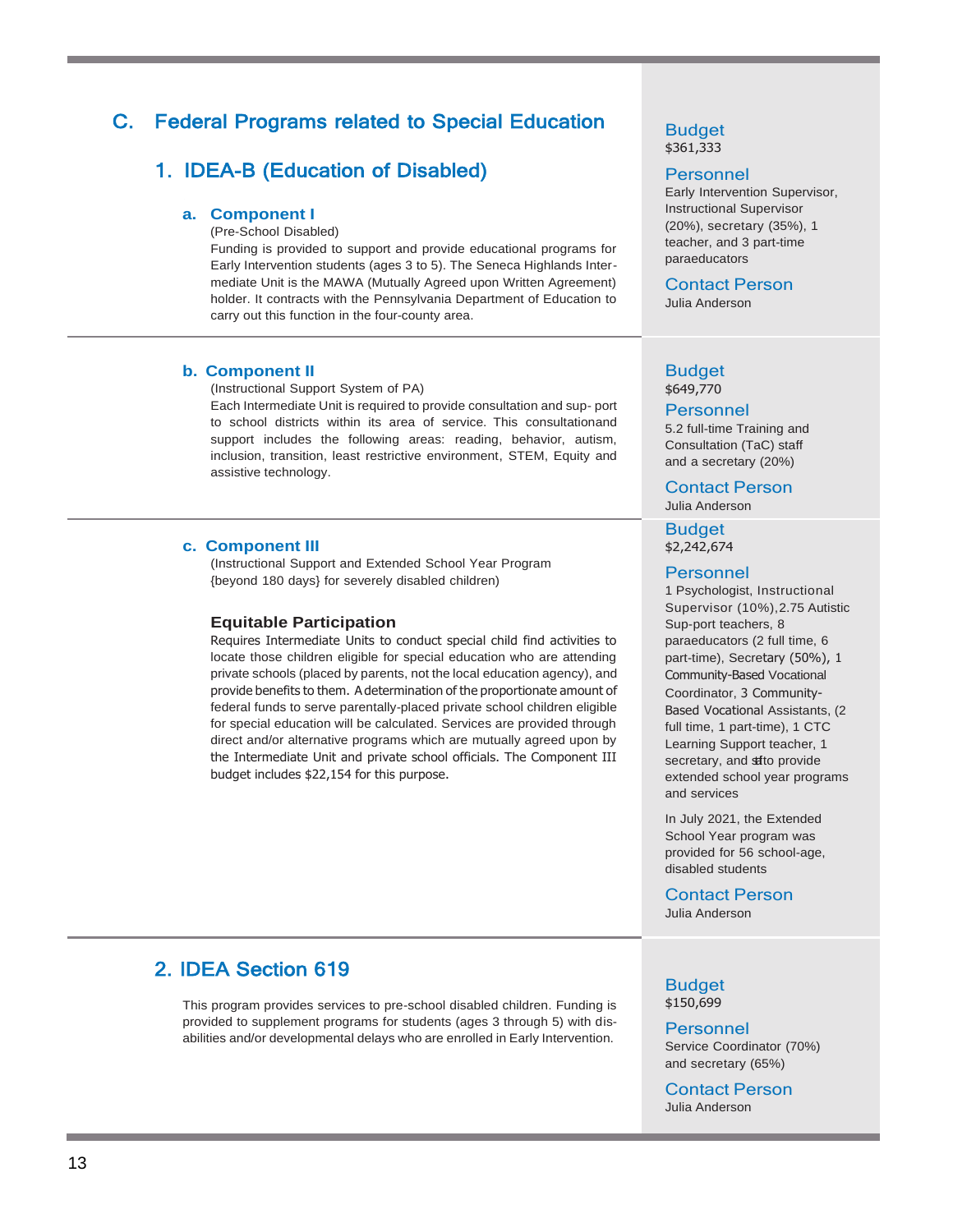## C. Federal Programs related to Special Education

### 1. IDEA-B (Education of Disabled)

#### a. Component I

(Pre-School Disabled)

Funding is provided to support and provide educational programs for Early Intervention students (ages 3 to 5). The Seneca Highlands Intermediate Unit is the MAWA (Mutually Agreed upon Written Agreement) holder. It contracts with the Pennsylvania Department of Education to carry out this function in the four-county area.

**Budget**
$361,333

**Personnel**
Early Intervention Supervisor, Instructional Supervisor (20%), secretary (35%), 1 teacher, and 3 part-time paraeducators

**Contact Person**
Julia Anderson

#### b. Component II

(Instructional Support System of PA)

Each Intermediate Unit is required to provide consultation and sup- port to school districts within its area of service. This consultationand support includes the following areas: reading, behavior, autism, inclusion, transition, least restrictive environment, STEM, Equity and assistive technology.

**Budget**
$649,770

**Personnel**
5.2 full-time Training and Consultation (TaC) staff and a secretary (20%)

**Contact Person**
Julia Anderson

#### c. Component III

(Instructional Support and Extended School Year Program {beyond 180 days} for severely disabled children)

**Equitable Participation**

Requires Intermediate Units to conduct special child find activities to locate those children eligible for special education who are attending private schools (placed by parents, not the local education agency), and provide benefits to them. A determination of the proportionate amount of federal funds to serve parentally-placed private school children eligible for special education will be calculated. Services are provided through direct and/or alternative programs which are mutually agreed upon by the Intermediate Unit and private school officials. The Component III budget includes $22,154 for this purpose.

**Budget**
$2,242,674

**Personnel**
1 Psychologist, Instructional Supervisor (10%),2.75 Autistic Sup-port teachers, 8 paraeducators (2 full time, 6 part-time), Secretary (50%), 1 Community-Based Vocational Coordinator, 3 Community-Based Vocational Assistants, (2 full time, 1 part-time), 1 CTC Learning Support teacher, 1 secretary, and staff to provide extended school year programs and services

In July 2021, the Extended School Year program was provided for 56 school-age, disabled students

**Contact Person**
Julia Anderson

### 2. IDEA Section 619

This program provides services to pre-school disabled children. Funding is provided to supplement programs for students (ages 3 through 5) with disabilities and/or developmental delays who are enrolled in Early Intervention.

**Budget**
$150,699

**Personnel**
Service Coordinator (70%) and secretary (65%)

**Contact Person**
Julia Anderson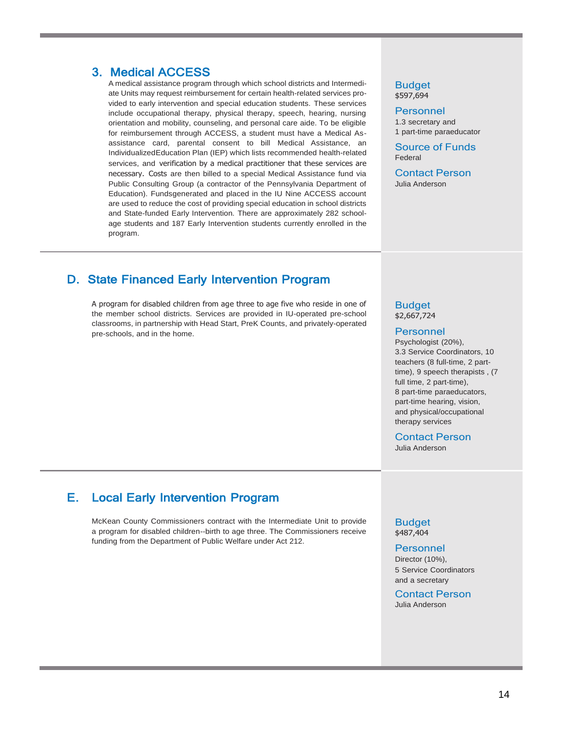### 3. Medical ACCESS

A medical assistance program through which school districts and Intermediate Units may request reimbursement for certain health-related services provided to early intervention and special education students. These services include occupational therapy, physical therapy, speech, hearing, nursing orientation and mobility, counseling, and personal care aide. To be eligible for reimbursement through ACCESS, a student must have a Medical Assistance card, parental consent to bill Medical Assistance, an IndividualizedEducation Plan (IEP) which lists recommended health-related services, and verification by a medical practitioner that these services are necessary. Costs are then billed to a special Medical Assistance fund via Public Consulting Group (a contractor of the Pennsylvania Department of Education). Fundsgenerated and placed in the IU Nine ACCESS account are used to reduce the cost of providing special education in school districts and State-funded Early Intervention. There are approximately 282 school-age students and 187 Early Intervention students currently enrolled in the program.

**Budget**
$597,694

**Personnel**
1.3 secretary and
1 part-time paraeducator

**Source of Funds**
Federal

**Contact Person**
Julia Anderson

## D. State Financed Early Intervention Program

A program for disabled children from age three to age five who reside in one of the member school districts. Services are provided in IU-operated pre-school classrooms, in partnership with Head Start, PreK Counts, and privately-operated pre-schools, and in the home.

**Budget**
$2,667,724

**Personnel**
Psychologist (20%),
3.3 Service Coordinators, 10 teachers (8 full-time, 2 part-time), 9 speech therapists , (7 full time, 2 part-time),
8 part-time paraeducators, part-time hearing, vision, and physical/occupational therapy services

**Contact Person**
Julia Anderson

## E. Local Early Intervention Program

McKean County Commissioners contract with the Intermediate Unit to provide a program for disabled children--birth to age three. The Commissioners receive funding from the Department of Public Welfare under Act 212.

**Budget**
$487,404

**Personnel**
Director (10%),
5 Service Coordinators
and a secretary

**Contact Person**
Julia Anderson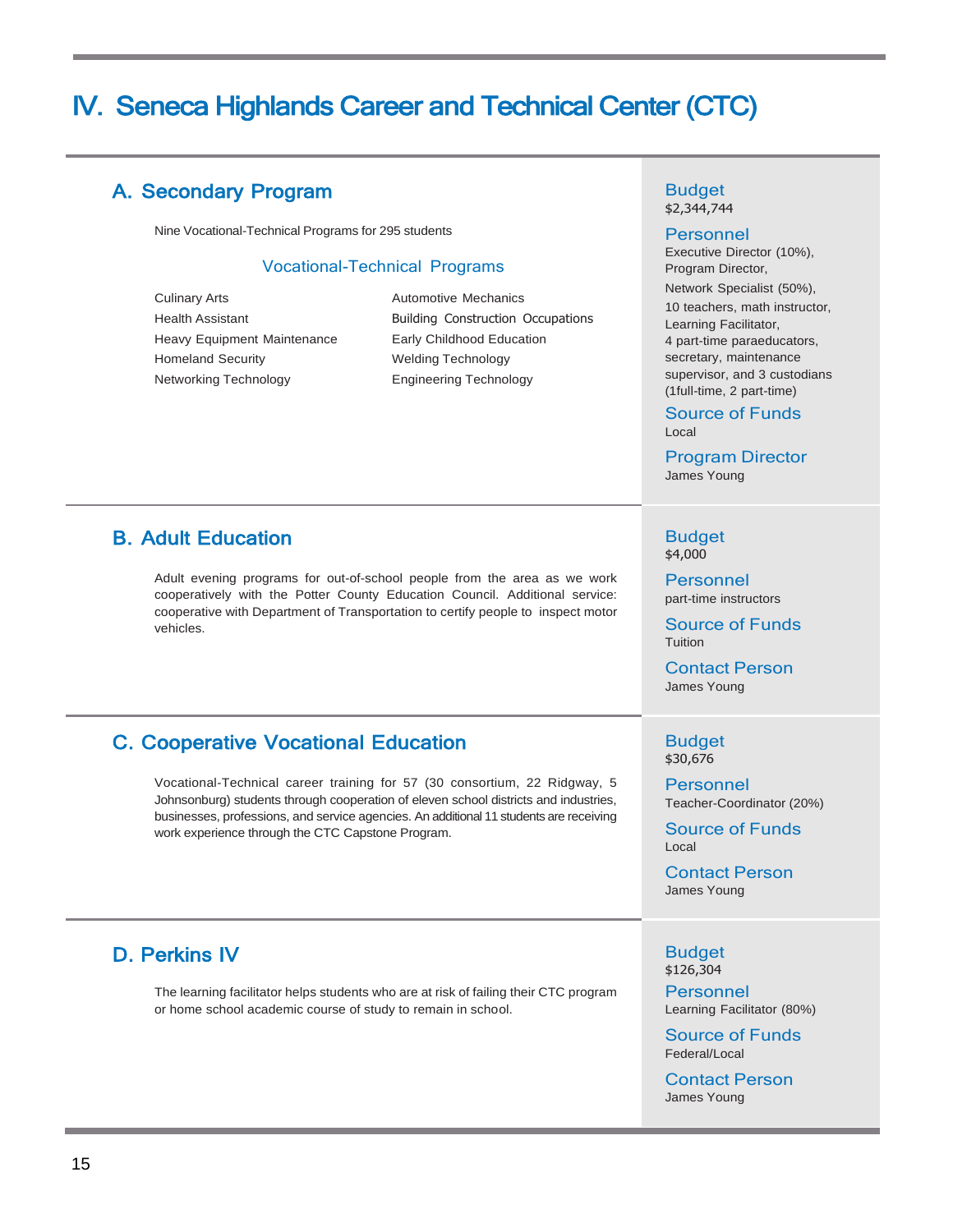# IV. Seneca Highlands Career and Technical Center (CTC)

## A. Secondary Program

Nine Vocational-Technical Programs for 295 students

### Vocational-Technical Programs

| | |
|---|---|
| Culinary Arts | Automotive Mechanics |
| Health Assistant | Building Construction Occupations |
| Heavy Equipment Maintenance | Early Childhood Education |
| Homeland Security | Welding Technology |
| Networking Technology | Engineering Technology |

**Budget**
$2,344,744

**Personnel**
Executive Director (10%), Program Director, Network Specialist (50%), 10 teachers, math instructor, Learning Facilitator, 4 part-time paraeducators, secretary, maintenance supervisor, and 3 custodians (1full-time, 2 part-time)

**Source of Funds**
Local

**Program Director**
James Young

## B. Adult Education

Adult evening programs for out-of-school people from the area as we work cooperatively with the Potter County Education Council. Additional service: cooperative with Department of Transportation to certify people to inspect motor vehicles.

**Budget**
$4,000

**Personnel**
part-time instructors

**Source of Funds**
Tuition

**Contact Person**
James Young

## C. Cooperative Vocational Education

Vocational-Technical career training for 57 (30 consortium, 22 Ridgway, 5 Johnsonburg) students through cooperation of eleven school districts and industries, businesses, professions, and service agencies. An additional 11 students are receiving work experience through the CTC Capstone Program.

**Budget**
$30,676

**Personnel**
Teacher-Coordinator (20%)

**Source of Funds**
Local

**Contact Person**
James Young

## D. Perkins IV

The learning facilitator helps students who are at risk of failing their CTC program or home school academic course of study to remain in school.

**Budget**
$126,304

**Personnel**
Learning Facilitator (80%)

**Source of Funds**
Federal/Local

**Contact Person**
James Young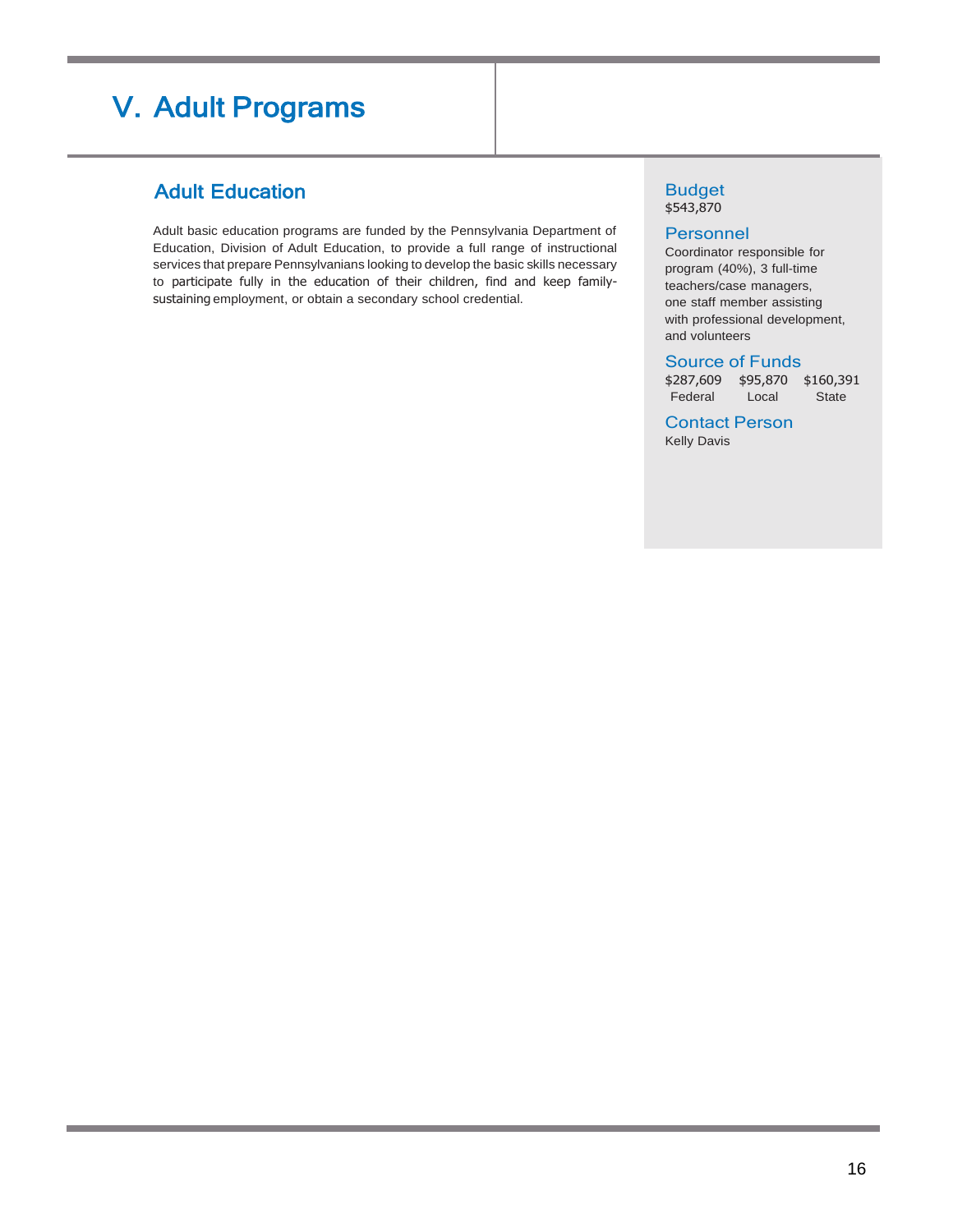# V. Adult Programs

## Adult Education

Adult basic education programs are funded by the Pennsylvania Department of Education, Division of Adult Education, to provide a full range of instructional services that prepare Pennsylvanians looking to develop the basic skills necessary to participate fully in the education of their children, find and keep family-sustaining employment, or obtain a secondary school credential.

### Budget

$543,870

### Personnel

Coordinator responsible for program (40%), 3 full-time teachers/case managers, one staff member assisting with professional development, and volunteers

### Source of Funds

| $287,609 | $95,870 | $160,391 |
| --- | --- | --- |
| Federal | Local | State |

### Contact Person

Kelly Davis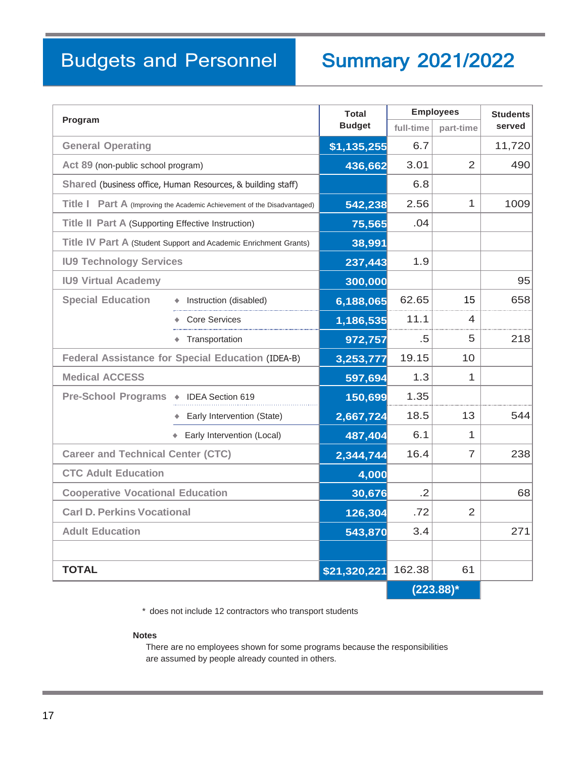# Budgets and Personnel Summary 2021/2022

| Program | | Total Budget | Employees | | Students served |
|---|---|---|---|---|---|
| | | | full-time | part-time | |
| General Operating | | $1,135,255 | 6.7 | | 11,720 |
| Act 89 (non-public school program) | | 436,662 | 3.01 | 2 | 490 |
| Shared (business office, Human Resources, & building staff) | | | 6.8 | | |
| Title I Part A (Improving the Academic Achievement of the Disadvantaged) | | 542,238 | 2.56 | 1 | 1009 |
| Title II Part A (Supporting Effective Instruction) | | 75,565 | .04 | | |
| Title IV Part A (Student Support and Academic Enrichment Grants) | | 38,991 | | | |
| IU9 Technology Services | | 237,443 | 1.9 | | |
| IU9 Virtual Academy | | 300,000 | | | 95 |
| Special Education | ◆ Instruction (disabled) | 6,188,065 | 62.65 | 15 | 658 |
| | ◆ Core Services | 1,186,535 | 11.1 | 4 | |
| | ◆ Transportation | 972,757 | .5 | 5 | 218 |
| Federal Assistance for Special Education (IDEA-B) | | 3,253,777 | 19.15 | 10 | |
| Medical ACCESS | | 597,694 | 1.3 | 1 | |
| Pre-School Programs | ◆ IDEA Section 619 | 150,699 | 1.35 | | |
| | ◆ Early Intervention (State) | 2,667,724 | 18.5 | 13 | 544 |
| | ◆ Early Intervention (Local) | 487,404 | 6.1 | 1 | |
| Career and Technical Center (CTC) | | 2,344,744 | 16.4 | 7 | 238 |
| CTC Adult Education | | 4,000 | | | |
| Cooperative Vocational Education | | 30,676 | .2 | | 68 |
| Carl D. Perkins Vocational | | 126,304 | .72 | 2 | |
| Adult Education | | 543,870 | 3.4 | | 271 |
| | | | | | |
| **TOTAL** | | $21,320,221 | 162.38 | 61 | |
| | | | (223.88)* | | |

\* does not include 12 contractors who transport students

**Notes**

There are no employees shown for some programs because the responsibilities are assumed by people already counted in others.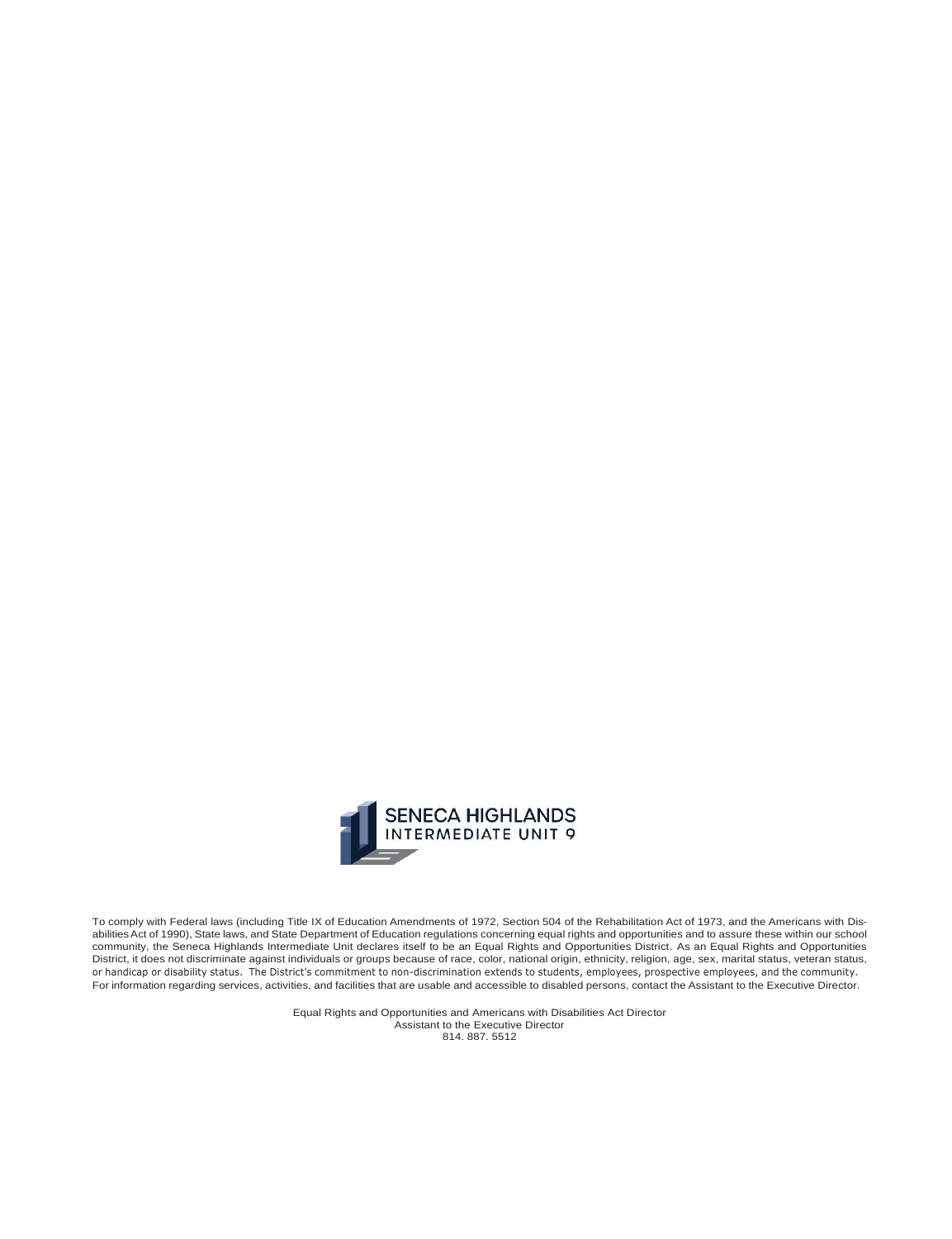SENECA HIGHLANDS
INTERMEDIATE UNIT 9

To comply with Federal laws (including Title IX of Education Amendments of 1972, Section 504 of the Rehabilitation Act of 1973, and the Americans with Disabilities Act of 1990), State laws, and State Department of Education regulations concerning equal rights and opportunities and to assure these within our school community, the Seneca Highlands Intermediate Unit declares itself to be an Equal Rights and Opportunities District. As an Equal Rights and Opportunities District, it does not discriminate against individuals or groups because of race, color, national origin, ethnicity, religion, age, sex, marital status, veteran status, or handicap or disability status. The District's commitment to non-discrimination extends to students, employees, prospective employees, and the community. For information regarding services, activities, and facilities that are usable and accessible to disabled persons, contact the Assistant to the Executive Director.

Equal Rights and Opportunities and Americans with Disabilities Act Director
Assistant to the Executive Director
814. 887. 5512